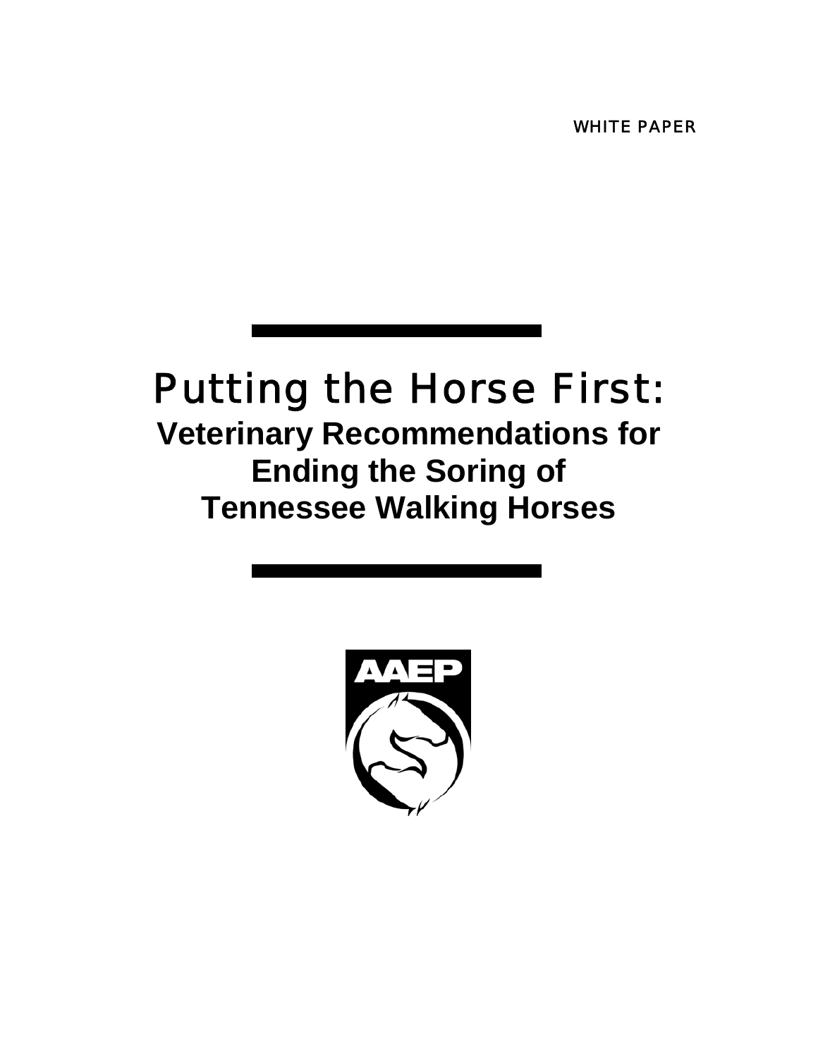WHITE PAPER

# Putting the Horse First:

## Veterinary Recommendations for Ending the Soring of Tennessee Walking Horses

AAEP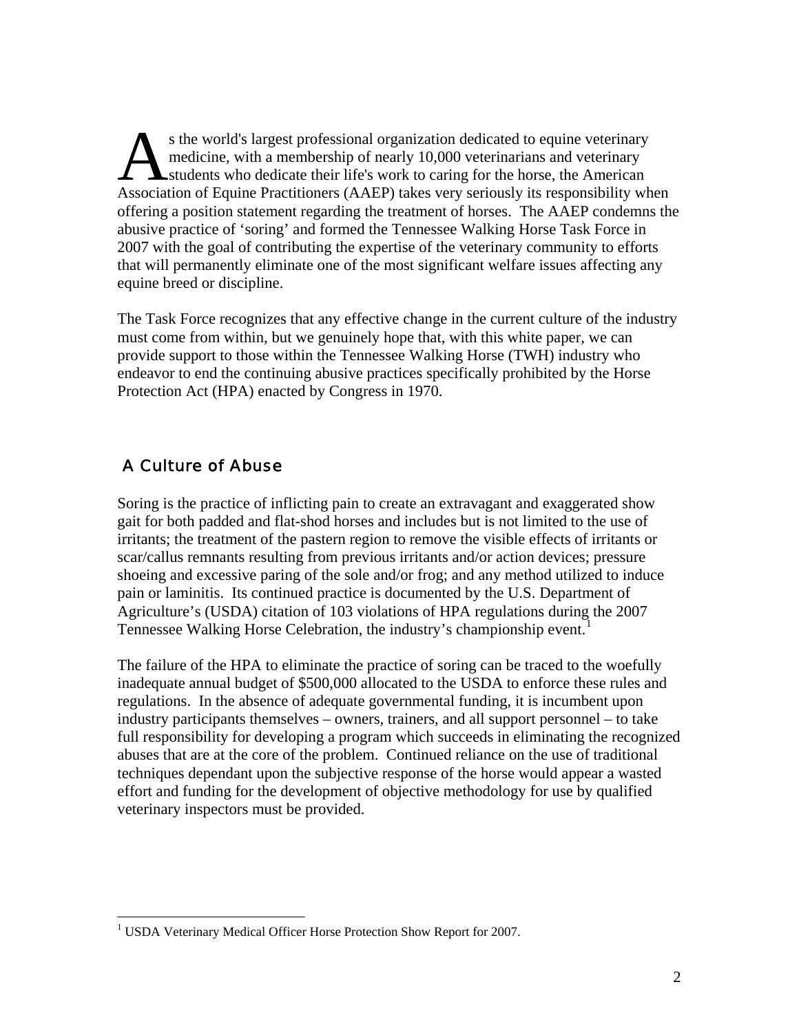As the world's largest professional organization dedicated to equine veterinary medicine, with a membership of nearly 10,000 veterinarians and veterinary students who dedicate their life's work to caring for the horse, the American Association of Equine Practitioners (AAEP) takes very seriously its responsibility when offering a position statement regarding the treatment of horses. The AAEP condemns the abusive practice of 'soring' and formed the Tennessee Walking Horse Task Force in 2007 with the goal of contributing the expertise of the veterinary community to efforts that will permanently eliminate one of the most significant welfare issues affecting any equine breed or discipline.

The Task Force recognizes that any effective change in the current culture of the industry must come from within, but we genuinely hope that, with this white paper, we can provide support to those within the Tennessee Walking Horse (TWH) industry who endeavor to end the continuing abusive practices specifically prohibited by the Horse Protection Act (HPA) enacted by Congress in 1970.

## A Culture of Abuse

Soring is the practice of inflicting pain to create an extravagant and exaggerated show gait for both padded and flat-shod horses and includes but is not limited to the use of irritants; the treatment of the pastern region to remove the visible effects of irritants or scar/callus remnants resulting from previous irritants and/or action devices; pressure shoeing and excessive paring of the sole and/or frog; and any method utilized to induce pain or laminitis. Its continued practice is documented by the U.S. Department of Agriculture's (USDA) citation of 103 violations of HPA regulations during the 2007 Tennessee Walking Horse Celebration, the industry's championship event.[1]

The failure of the HPA to eliminate the practice of soring can be traced to the woefully inadequate annual budget of $500,000 allocated to the USDA to enforce these rules and regulations. In the absence of adequate governmental funding, it is incumbent upon industry participants themselves – owners, trainers, and all support personnel – to take full responsibility for developing a program which succeeds in eliminating the recognized abuses that are at the core of the problem. Continued reliance on the use of traditional techniques dependant upon the subjective response of the horse would appear a wasted effort and funding for the development of objective methodology for use by qualified veterinary inspectors must be provided.

---

[1] USDA Veterinary Medical Officer Horse Protection Show Report for 2007.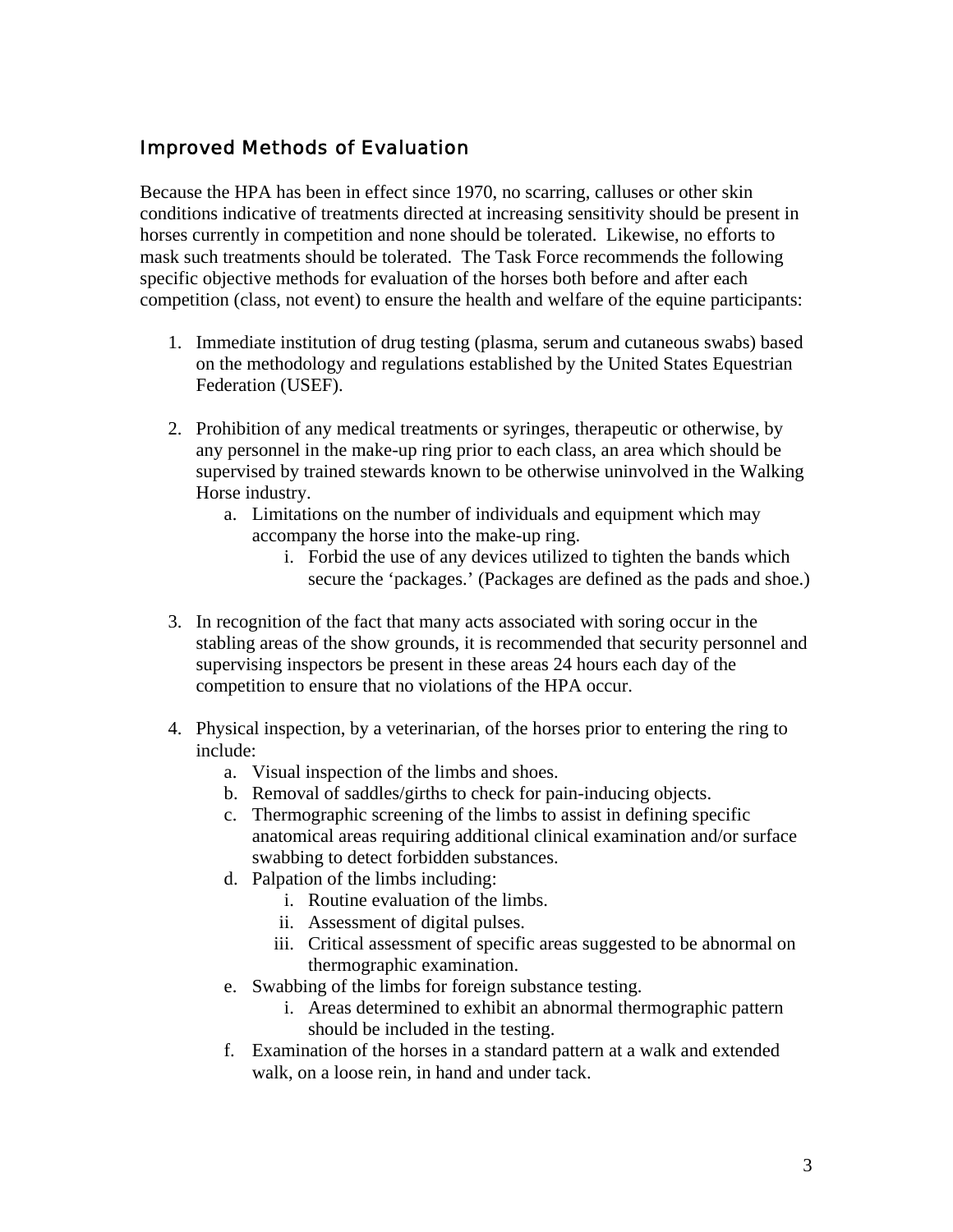## Improved Methods of Evaluation

Because the HPA has been in effect since 1970, no scarring, calluses or other skin conditions indicative of treatments directed at increasing sensitivity should be present in horses currently in competition and none should be tolerated. Likewise, no efforts to mask such treatments should be tolerated. The Task Force recommends the following specific objective methods for evaluation of the horses both before and after each competition (class, not event) to ensure the health and welfare of the equine participants:

1. Immediate institution of drug testing (plasma, serum and cutaneous swabs) based on the methodology and regulations established by the United States Equestrian Federation (USEF).

2. Prohibition of any medical treatments or syringes, therapeutic or otherwise, by any personnel in the make-up ring prior to each class, an area which should be supervised by trained stewards known to be otherwise uninvolved in the Walking Horse industry.
    a. Limitations on the number of individuals and equipment which may accompany the horse into the make-up ring.
        i. Forbid the use of any devices utilized to tighten the bands which secure the 'packages.' (Packages are defined as the pads and shoe.)

3. In recognition of the fact that many acts associated with soring occur in the stabling areas of the show grounds, it is recommended that security personnel and supervising inspectors be present in these areas 24 hours each day of the competition to ensure that no violations of the HPA occur.

4. Physical inspection, by a veterinarian, of the horses prior to entering the ring to include:
    a. Visual inspection of the limbs and shoes.
    b. Removal of saddles/girths to check for pain-inducing objects.
    c. Thermographic screening of the limbs to assist in defining specific anatomical areas requiring additional clinical examination and/or surface swabbing to detect forbidden substances.
    d. Palpation of the limbs including:
        i. Routine evaluation of the limbs.
        ii. Assessment of digital pulses.
        iii. Critical assessment of specific areas suggested to be abnormal on thermographic examination.
    e. Swabbing of the limbs for foreign substance testing.
        i. Areas determined to exhibit an abnormal thermographic pattern should be included in the testing.
    f. Examination of the horses in a standard pattern at a walk and extended walk, on a loose rein, in hand and under tack.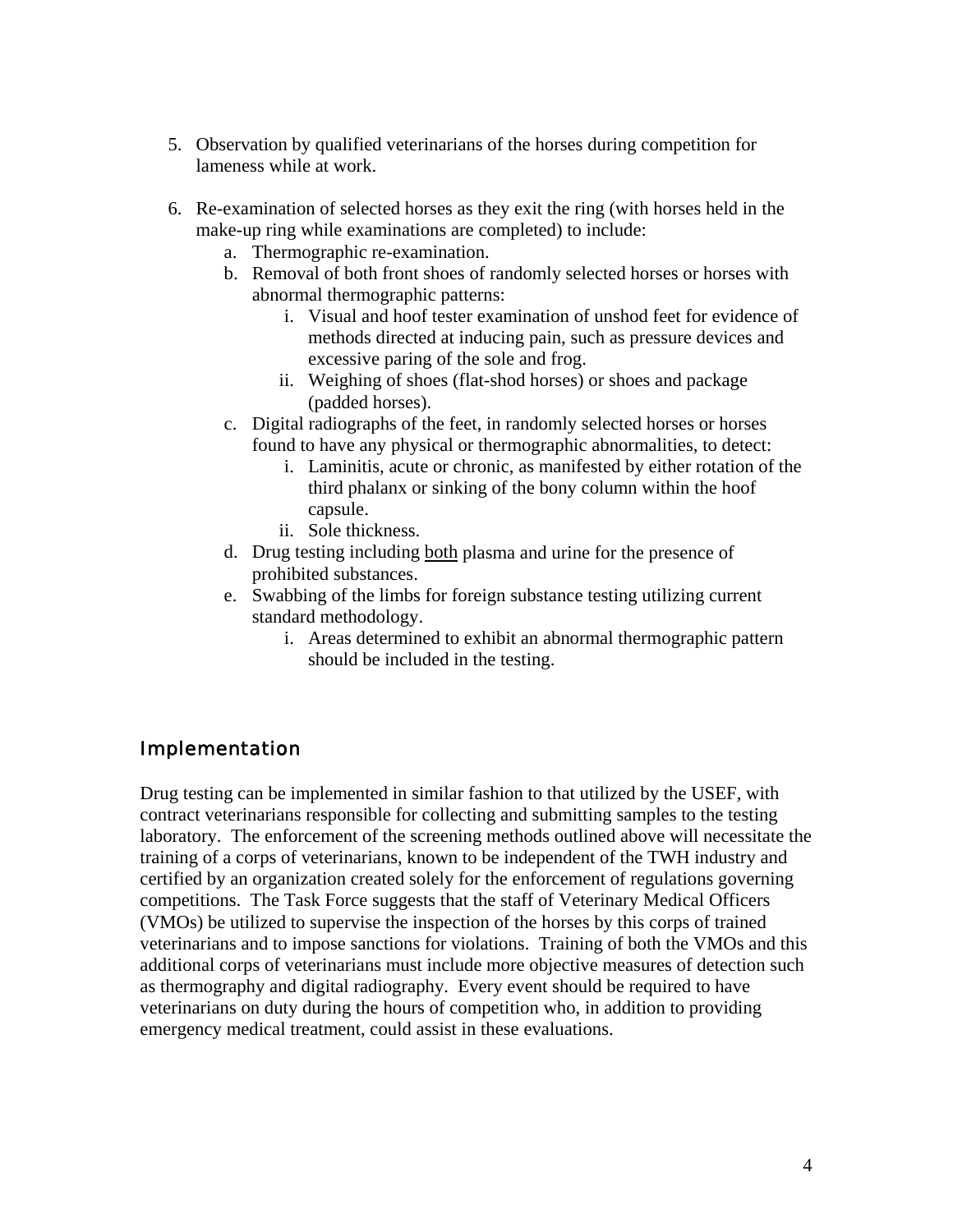5. Observation by qualified veterinarians of the horses during competition for lameness while at work.

6. Re-examination of selected horses as they exit the ring (with horses held in the make-up ring while examinations are completed) to include:
   a. Thermographic re-examination.
   b. Removal of both front shoes of randomly selected horses or horses with abnormal thermographic patterns:
      i. Visual and hoof tester examination of unshod feet for evidence of methods directed at inducing pain, such as pressure devices and excessive paring of the sole and frog.
      ii. Weighing of shoes (flat-shod horses) or shoes and package (padded horses).
   c. Digital radiographs of the feet, in randomly selected horses or horses found to have any physical or thermographic abnormalities, to detect:
      i. Laminitis, acute or chronic, as manifested by either rotation of the third phalanx or sinking of the bony column within the hoof capsule.
      ii. Sole thickness.
   d. Drug testing including <u>both</u> plasma and urine for the presence of prohibited substances.
   e. Swabbing of the limbs for foreign substance testing utilizing current standard methodology.
      i. Areas determined to exhibit an abnormal thermographic pattern should be included in the testing.

## Implementation

Drug testing can be implemented in similar fashion to that utilized by the USEF, with contract veterinarians responsible for collecting and submitting samples to the testing laboratory. The enforcement of the screening methods outlined above will necessitate the training of a corps of veterinarians, known to be independent of the TWH industry and certified by an organization created solely for the enforcement of regulations governing competitions. The Task Force suggests that the staff of Veterinary Medical Officers (VMOs) be utilized to supervise the inspection of the horses by this corps of trained veterinarians and to impose sanctions for violations. Training of both the VMOs and this additional corps of veterinarians must include more objective measures of detection such as thermography and digital radiography. Every event should be required to have veterinarians on duty during the hours of competition who, in addition to providing emergency medical treatment, could assist in these evaluations.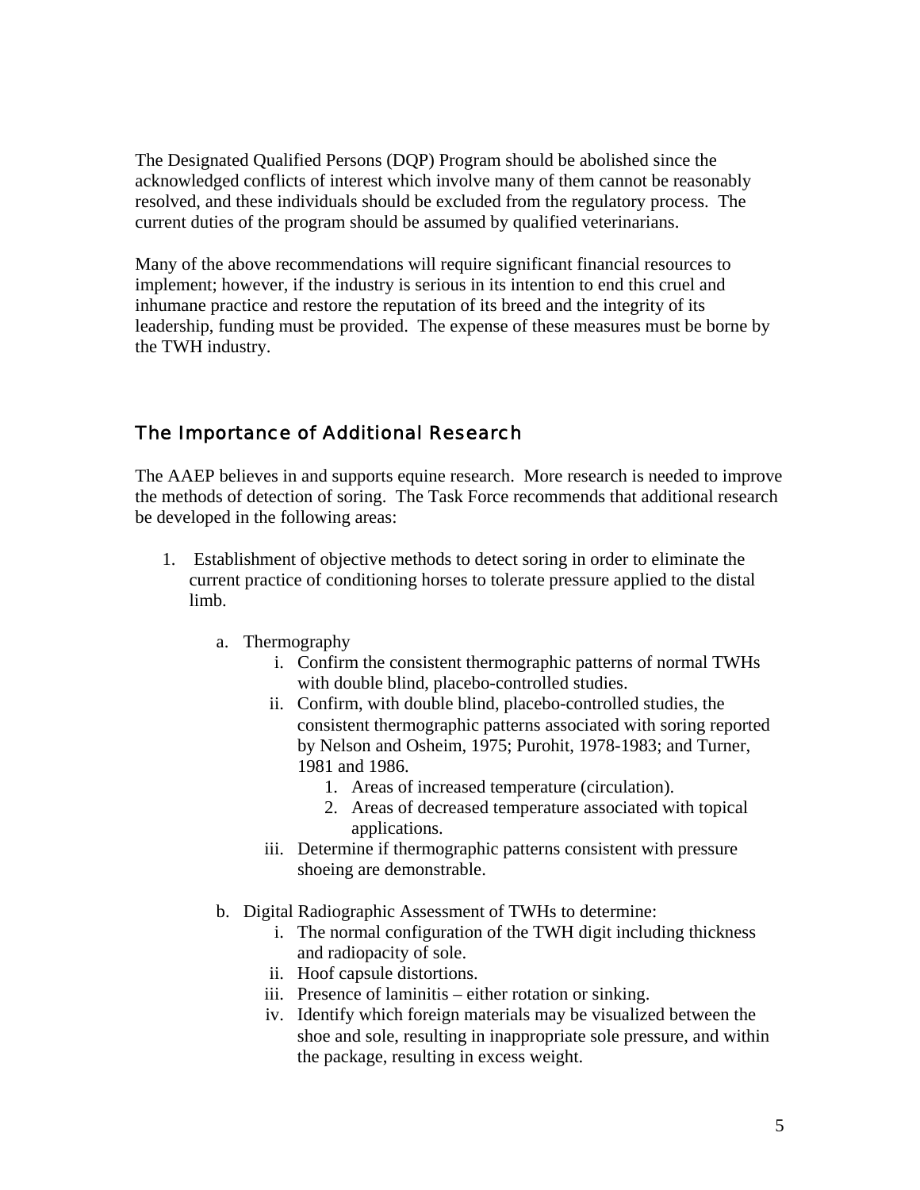The Designated Qualified Persons (DQP) Program should be abolished since the acknowledged conflicts of interest which involve many of them cannot be reasonably resolved, and these individuals should be excluded from the regulatory process. The current duties of the program should be assumed by qualified veterinarians.

Many of the above recommendations will require significant financial resources to implement; however, if the industry is serious in its intention to end this cruel and inhumane practice and restore the reputation of its breed and the integrity of its leadership, funding must be provided. The expense of these measures must be borne by the TWH industry.

## The Importance of Additional Research

The AAEP believes in and supports equine research. More research is needed to improve the methods of detection of soring. The Task Force recommends that additional research be developed in the following areas:

1. Establishment of objective methods to detect soring in order to eliminate the current practice of conditioning horses to tolerate pressure applied to the distal limb.

   a. Thermography
      i. Confirm the consistent thermographic patterns of normal TWHs with double blind, placebo-controlled studies.
      ii. Confirm, with double blind, placebo-controlled studies, the consistent thermographic patterns associated with soring reported by Nelson and Osheim, 1975; Purohit, 1978-1983; and Turner, 1981 and 1986.
         1. Areas of increased temperature (circulation).
         2. Areas of decreased temperature associated with topical applications.
      iii. Determine if thermographic patterns consistent with pressure shoeing are demonstrable.

   b. Digital Radiographic Assessment of TWHs to determine:
      i. The normal configuration of the TWH digit including thickness and radiopacity of sole.
      ii. Hoof capsule distortions.
      iii. Presence of laminitis – either rotation or sinking.
      iv. Identify which foreign materials may be visualized between the shoe and sole, resulting in inappropriate sole pressure, and within the package, resulting in excess weight.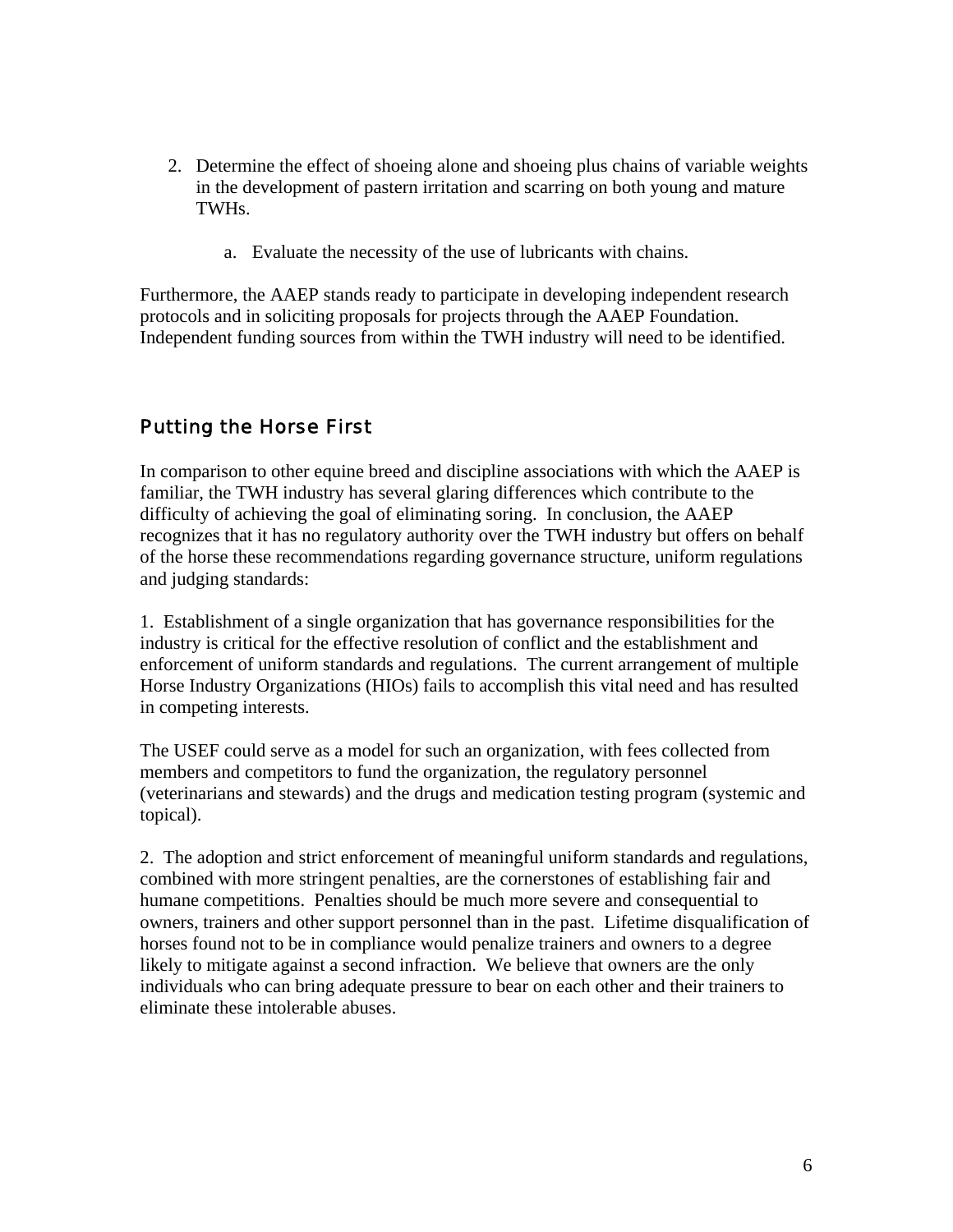2. Determine the effect of shoeing alone and shoeing plus chains of variable weights in the development of pastern irritation and scarring on both young and mature TWHs.

    a. Evaluate the necessity of the use of lubricants with chains.

Furthermore, the AAEP stands ready to participate in developing independent research protocols and in soliciting proposals for projects through the AAEP Foundation. Independent funding sources from within the TWH industry will need to be identified.

## Putting the Horse First

In comparison to other equine breed and discipline associations with which the AAEP is familiar, the TWH industry has several glaring differences which contribute to the difficulty of achieving the goal of eliminating soring. In conclusion, the AAEP recognizes that it has no regulatory authority over the TWH industry but offers on behalf of the horse these recommendations regarding governance structure, uniform regulations and judging standards:

1. Establishment of a single organization that has governance responsibilities for the industry is critical for the effective resolution of conflict and the establishment and enforcement of uniform standards and regulations. The current arrangement of multiple Horse Industry Organizations (HIOs) fails to accomplish this vital need and has resulted in competing interests.

The USEF could serve as a model for such an organization, with fees collected from members and competitors to fund the organization, the regulatory personnel (veterinarians and stewards) and the drugs and medication testing program (systemic and topical).

2. The adoption and strict enforcement of meaningful uniform standards and regulations, combined with more stringent penalties, are the cornerstones of establishing fair and humane competitions. Penalties should be much more severe and consequential to owners, trainers and other support personnel than in the past. Lifetime disqualification of horses found not to be in compliance would penalize trainers and owners to a degree likely to mitigate against a second infraction. We believe that owners are the only individuals who can bring adequate pressure to bear on each other and their trainers to eliminate these intolerable abuses.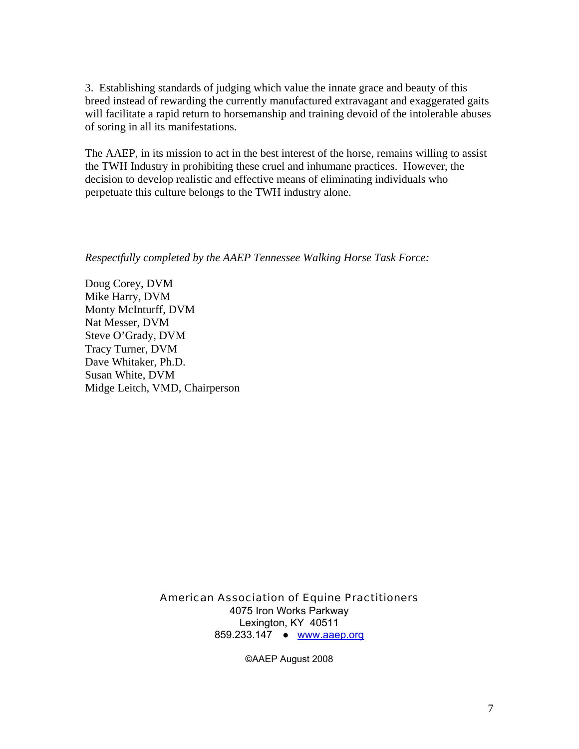3. Establishing standards of judging which value the innate grace and beauty of this breed instead of rewarding the currently manufactured extravagant and exaggerated gaits will facilitate a rapid return to horsemanship and training devoid of the intolerable abuses of soring in all its manifestations.

The AAEP, in its mission to act in the best interest of the horse, remains willing to assist the TWH Industry in prohibiting these cruel and inhumane practices. However, the decision to develop realistic and effective means of eliminating individuals who perpetuate this culture belongs to the TWH industry alone.

*Respectfully completed by the AAEP Tennessee Walking Horse Task Force:*

Doug Corey, DVM
Mike Harry, DVM
Monty McInturff, DVM
Nat Messer, DVM
Steve O'Grady, DVM
Tracy Turner, DVM
Dave Whitaker, Ph.D.
Susan White, DVM
Midge Leitch, VMD, Chairperson

American Association of Equine Practitioners
4075 Iron Works Parkway
Lexington, KY 40511
859.233.147 ● www.aaep.org

©AAEP August 2008